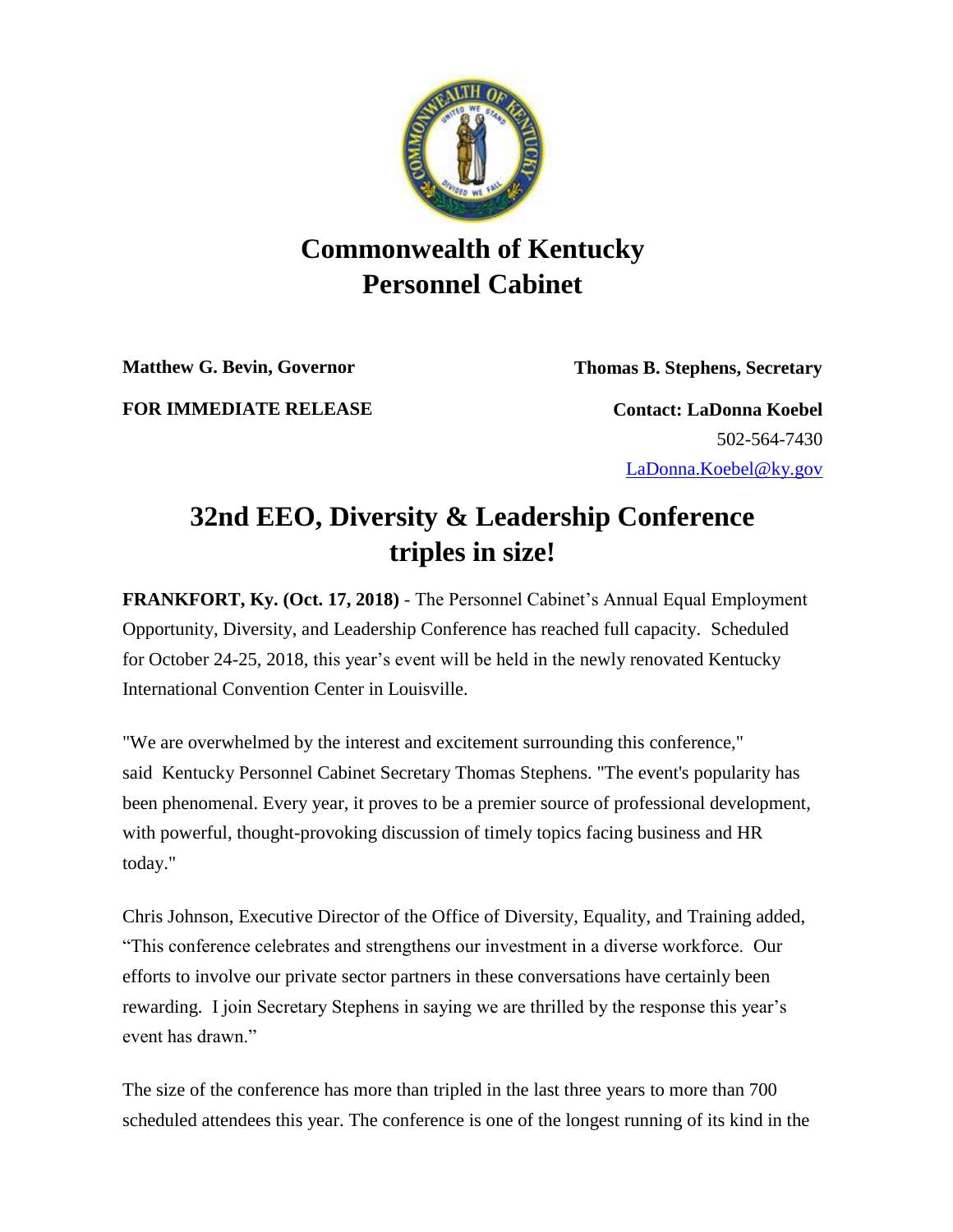# Commonwealth of Kentucky
# Personnel Cabinet

**Matthew G. Bevin, Governor** **Thomas B. Stephens, Secretary**

**FOR IMMEDIATE RELEASE**

**Contact: LaDonna Koebel**
502-564-7430
LaDonna.Koebel@ky.gov

## 32nd EEO, Diversity & Leadership Conference triples in size!

**FRANKFORT, Ky. (Oct. 17, 2018)** - The Personnel Cabinet's Annual Equal Employment Opportunity, Diversity, and Leadership Conference has reached full capacity. Scheduled for October 24-25, 2018, this year's event will be held in the newly renovated Kentucky International Convention Center in Louisville.

"We are overwhelmed by the interest and excitement surrounding this conference," said Kentucky Personnel Cabinet Secretary Thomas Stephens. "The event's popularity has been phenomenal. Every year, it proves to be a premier source of professional development, with powerful, thought-provoking discussion of timely topics facing business and HR today."

Chris Johnson, Executive Director of the Office of Diversity, Equality, and Training added, "This conference celebrates and strengthens our investment in a diverse workforce. Our efforts to involve our private sector partners in these conversations have certainly been rewarding. I join Secretary Stephens in saying we are thrilled by the response this year's event has drawn."

The size of the conference has more than tripled in the last three years to more than 700 scheduled attendees this year. The conference is one of the longest running of its kind in the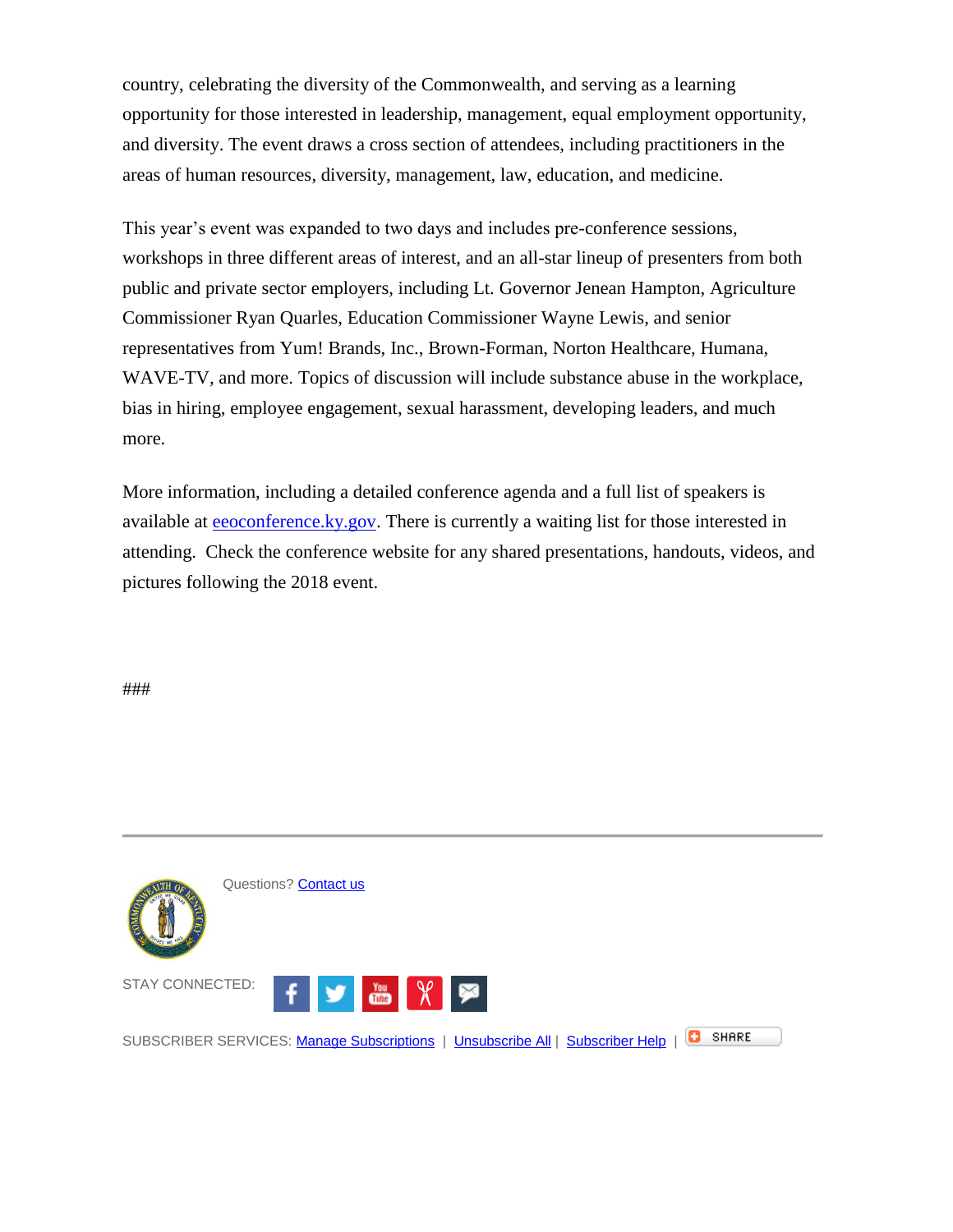country, celebrating the diversity of the Commonwealth, and serving as a learning opportunity for those interested in leadership, management, equal employment opportunity, and diversity. The event draws a cross section of attendees, including practitioners in the areas of human resources, diversity, management, law, education, and medicine.

This year's event was expanded to two days and includes pre-conference sessions, workshops in three different areas of interest, and an all-star lineup of presenters from both public and private sector employers, including Lt. Governor Jenean Hampton, Agriculture Commissioner Ryan Quarles, Education Commissioner Wayne Lewis, and senior representatives from Yum! Brands, Inc., Brown-Forman, Norton Healthcare, Humana, WAVE-TV, and more. Topics of discussion will include substance abuse in the workplace, bias in hiring, employee engagement, sexual harassment, developing leaders, and much more.

More information, including a detailed conference agenda and a full list of speakers is available at [eeoconference.ky.gov](eeoconference.ky.gov). There is currently a waiting list for those interested in attending. Check the conference website for any shared presentations, handouts, videos, and pictures following the 2018 event.

###

---

Questions? Contact us

STAY CONNECTED:

SUBSCRIBER SERVICES: Manage Subscriptions | Unsubscribe All | Subscriber Help | SHARE